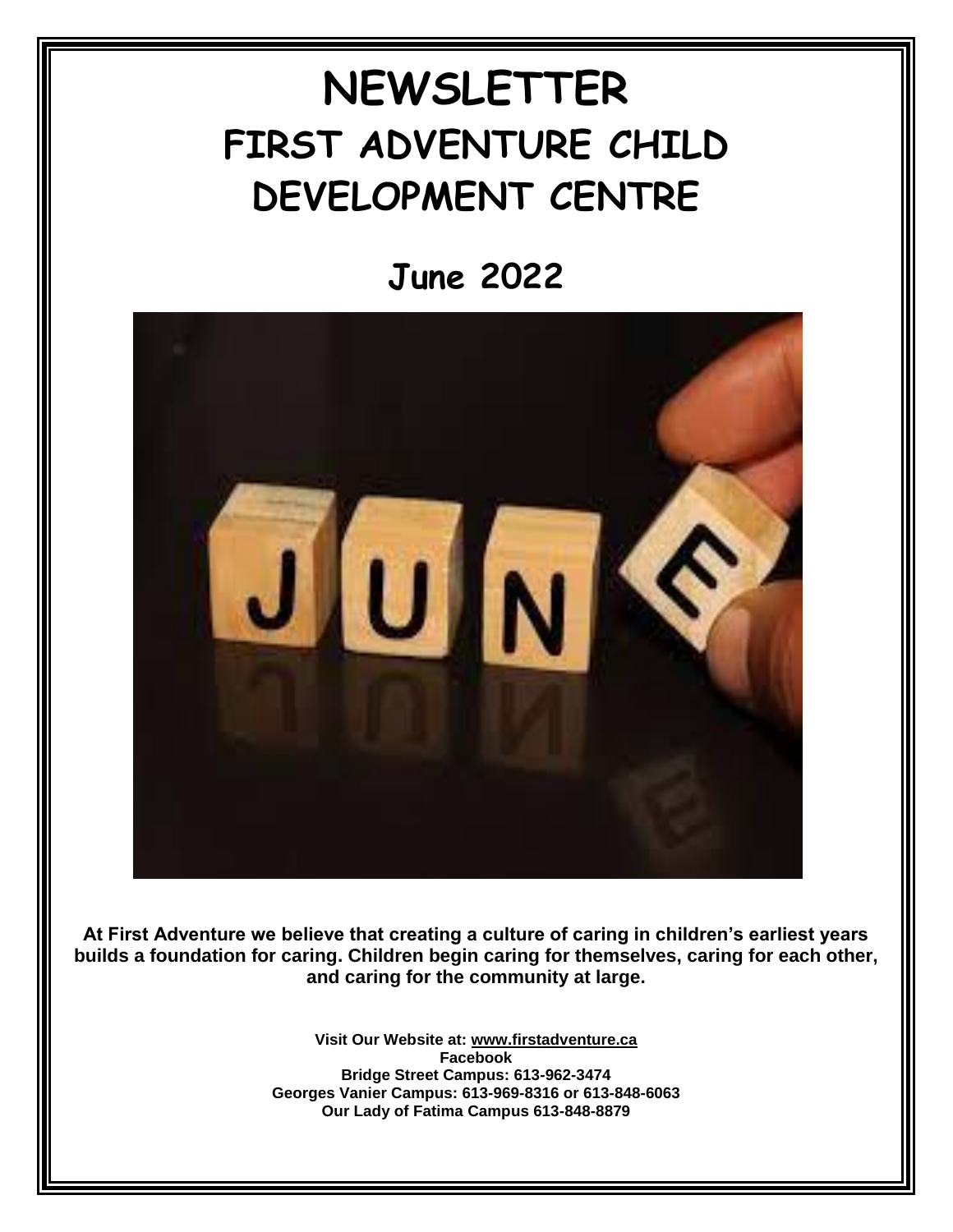# NEWSLETTER
# FIRST ADVENTURE CHILD DEVELOPMENT CENTRE

## June 2022

**At First Adventure we believe that creating a culture of caring in children's earliest years builds a foundation for caring. Children begin caring for themselves, caring for each other, and caring for the community at large.**

**Visit Our Website at: www.firstadventure.ca**
**Facebook**
**Bridge Street Campus: 613-962-3474**
**Georges Vanier Campus: 613-969-8316 or 613-848-6063**
**Our Lady of Fatima Campus 613-848-8879**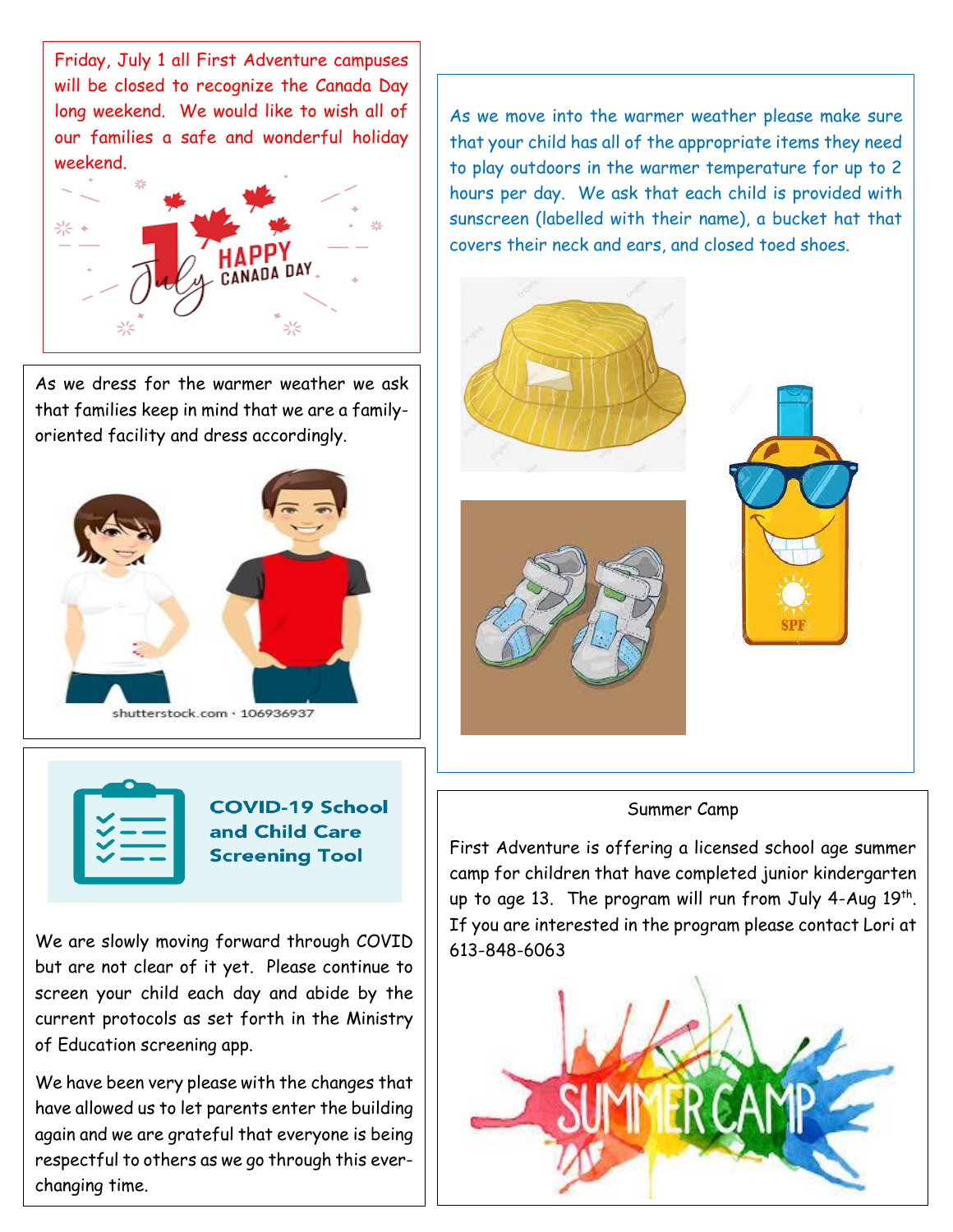Friday, July 1 all First Adventure campuses will be closed to recognize the Canada Day long weekend. We would like to wish all of our families a safe and wonderful holiday weekend.

As we move into the warmer weather please make sure that your child has all of the appropriate items they need to play outdoors in the warmer temperature for up to 2 hours per day. We ask that each child is provided with sunscreen (labelled with their name), a bucket hat that covers their neck and ears, and closed toed shoes.

As we dress for the warmer weather we ask that families keep in mind that we are a family-oriented facility and dress accordingly.

**COVID-19 School and Child Care Screening Tool**

We are slowly moving forward through COVID but are not clear of it yet. Please continue to screen your child each day and abide by the current protocols as set forth in the Ministry of Education screening app.

We have been very please with the changes that have allowed us to let parents enter the building again and we are grateful that everyone is being respectful to others as we go through this ever-changing time.

## Summer Camp

First Adventure is offering a licensed school age summer camp for children that have completed junior kindergarten up to age 13. The program will run from July 4-Aug 19th. If you are interested in the program please contact Lori at 613-848-6063